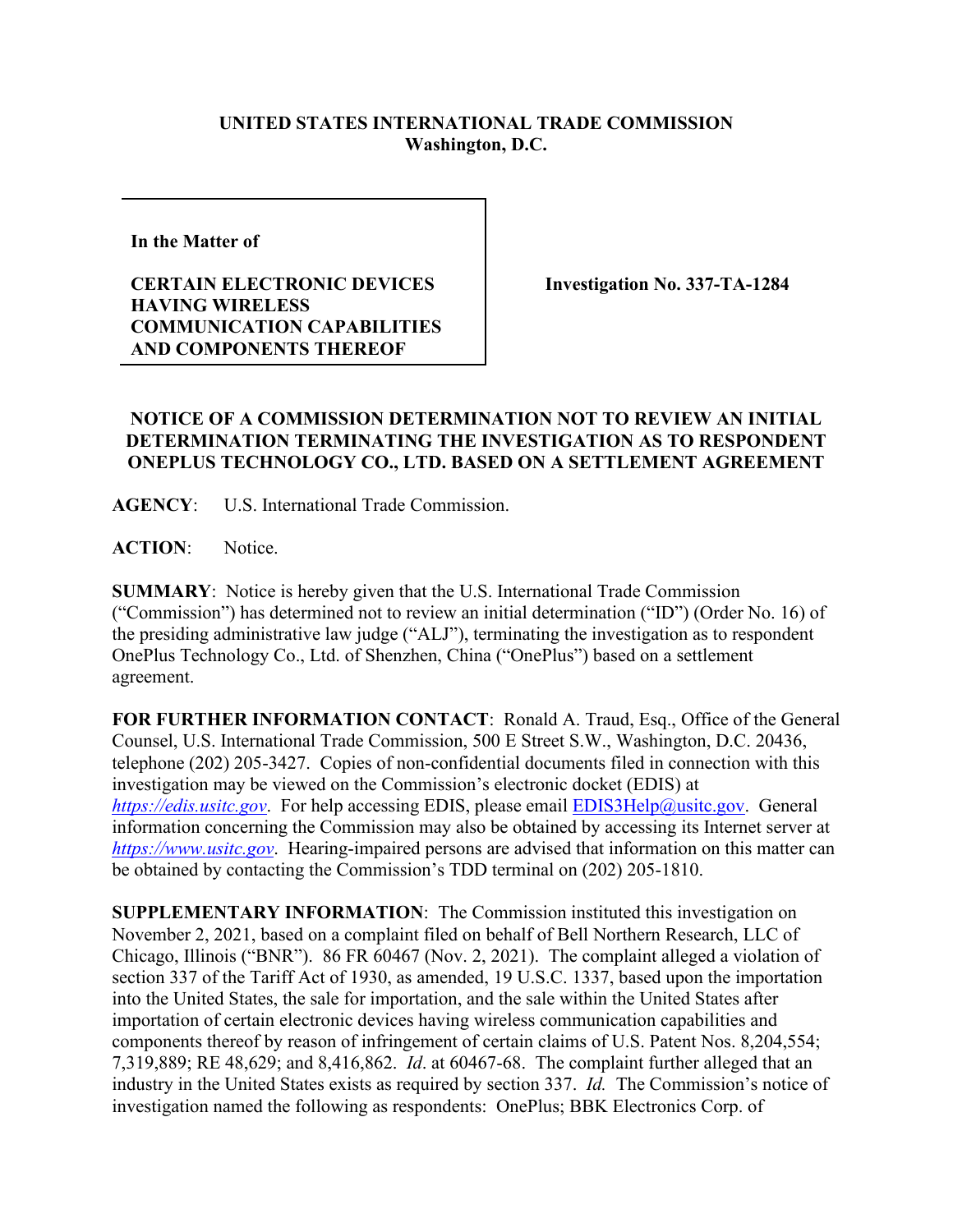**UNITED STATES INTERNATIONAL TRADE COMMISSION**
**Washington, D.C.**

| **In the Matter of** <br><br> **CERTAIN ELECTRONIC DEVICES HAVING WIRELESS COMMUNICATION CAPABILITIES AND COMPONENTS THEREOF** | **Investigation No. 337-TA-1284** |
|---|---|

**NOTICE OF A COMMISSION DETERMINATION NOT TO REVIEW AN INITIAL DETERMINATION TERMINATING THE INVESTIGATION AS TO RESPONDENT ONEPLUS TECHNOLOGY CO., LTD. BASED ON A SETTLEMENT AGREEMENT**

**AGENCY**: U.S. International Trade Commission.

**ACTION**: Notice.

**SUMMARY**: Notice is hereby given that the U.S. International Trade Commission ("Commission") has determined not to review an initial determination ("ID") (Order No. 16) of the presiding administrative law judge ("ALJ"), terminating the investigation as to respondent OnePlus Technology Co., Ltd. of Shenzhen, China ("OnePlus") based on a settlement agreement.

**FOR FURTHER INFORMATION CONTACT**: Ronald A. Traud, Esq., Office of the General Counsel, U.S. International Trade Commission, 500 E Street S.W., Washington, D.C. 20436, telephone (202) 205-3427. Copies of non-confidential documents filed in connection with this investigation may be viewed on the Commission's electronic docket (EDIS) at *https://edis.usitc.gov*. For help accessing EDIS, please email EDIS3Help@usitc.gov. General information concerning the Commission may also be obtained by accessing its Internet server at *https://www.usitc.gov*. Hearing-impaired persons are advised that information on this matter can be obtained by contacting the Commission's TDD terminal on (202) 205-1810.

**SUPPLEMENTARY INFORMATION**: The Commission instituted this investigation on November 2, 2021, based on a complaint filed on behalf of Bell Northern Research, LLC of Chicago, Illinois ("BNR"). 86 FR 60467 (Nov. 2, 2021). The complaint alleged a violation of section 337 of the Tariff Act of 1930, as amended, 19 U.S.C. 1337, based upon the importation into the United States, the sale for importation, and the sale within the United States after importation of certain electronic devices having wireless communication capabilities and components thereof by reason of infringement of certain claims of U.S. Patent Nos. 8,204,554; 7,319,889; RE 48,629; and 8,416,862. *Id*. at 60467-68. The complaint further alleged that an industry in the United States exists as required by section 337. *Id.* The Commission's notice of investigation named the following as respondents: OnePlus; BBK Electronics Corp. of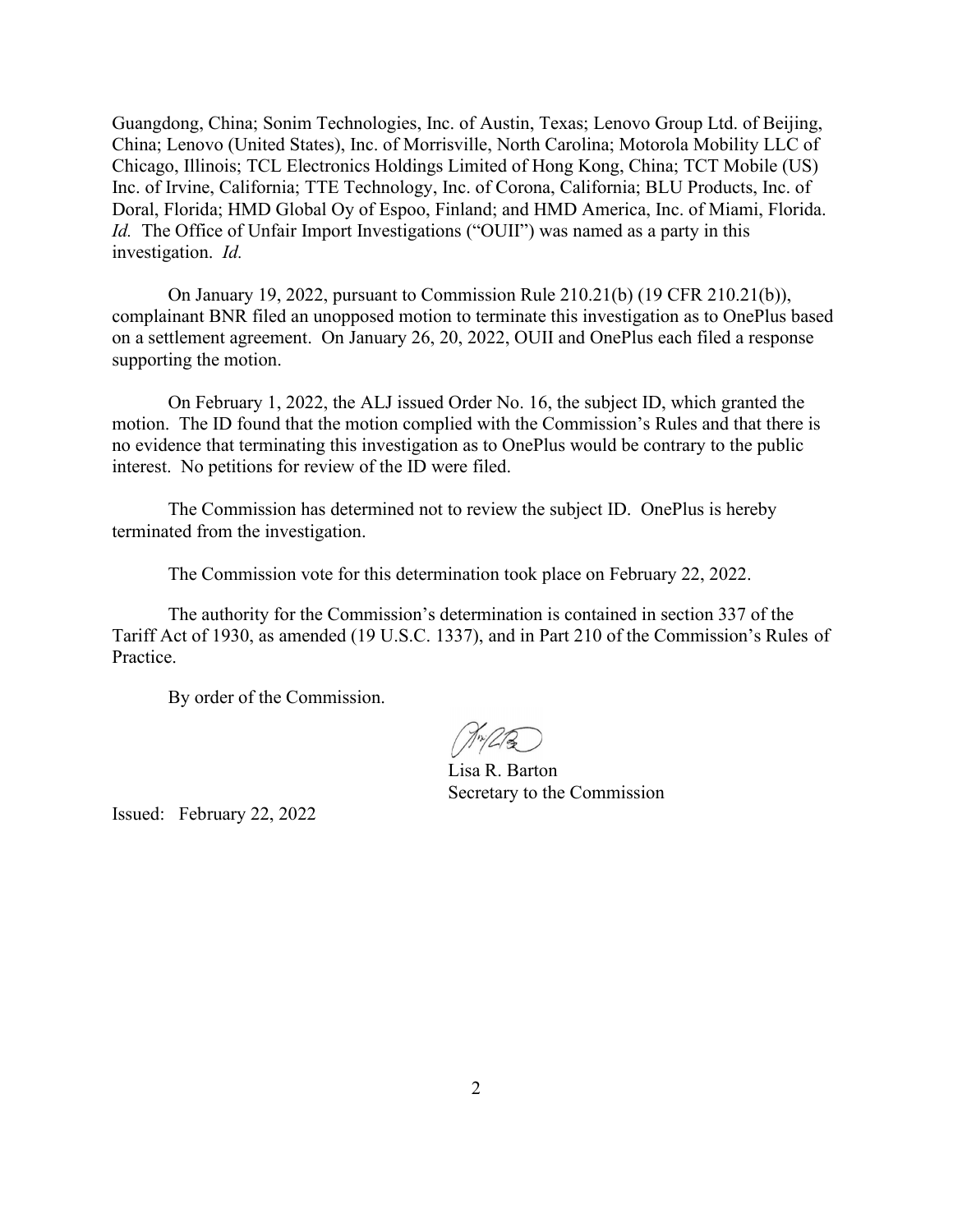Guangdong, China; Sonim Technologies, Inc. of Austin, Texas; Lenovo Group Ltd. of Beijing, China; Lenovo (United States), Inc. of Morrisville, North Carolina; Motorola Mobility LLC of Chicago, Illinois; TCL Electronics Holdings Limited of Hong Kong, China; TCT Mobile (US) Inc. of Irvine, California; TTE Technology, Inc. of Corona, California; BLU Products, Inc. of Doral, Florida; HMD Global Oy of Espoo, Finland; and HMD America, Inc. of Miami, Florida. *Id.* The Office of Unfair Import Investigations ("OUII") was named as a party in this investigation. *Id.*

On January 19, 2022, pursuant to Commission Rule 210.21(b) (19 CFR 210.21(b)), complainant BNR filed an unopposed motion to terminate this investigation as to OnePlus based on a settlement agreement. On January 26, 20, 2022, OUII and OnePlus each filed a response supporting the motion.

On February 1, 2022, the ALJ issued Order No. 16, the subject ID, which granted the motion. The ID found that the motion complied with the Commission's Rules and that there is no evidence that terminating this investigation as to OnePlus would be contrary to the public interest. No petitions for review of the ID were filed.

The Commission has determined not to review the subject ID. OnePlus is hereby terminated from the investigation.

The Commission vote for this determination took place on February 22, 2022.

The authority for the Commission's determination is contained in section 337 of the Tariff Act of 1930, as amended (19 U.S.C. 1337), and in Part 210 of the Commission's Rules of Practice.

By order of the Commission.

Lisa R. Barton
Secretary to the Commission

Issued: February 22, 2022